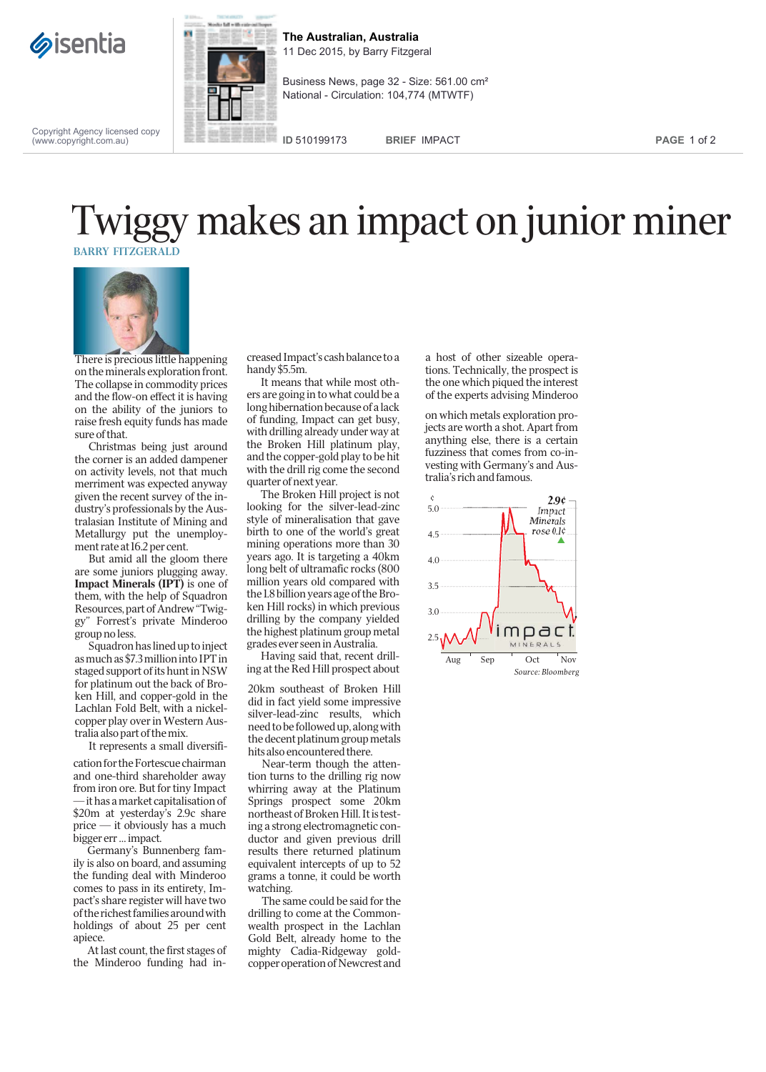# Twiggy makes an impact on junior miner

BARRY FITZGERALD

There is precious little happening on the minerals exploration front. The collapse in commodity prices and the flow-on effect it is having on the ability of the juniors to raise fresh equity funds has made sure of that.

Christmas being just around the corner is an added dampener on activity levels, not that much merriment was expected anyway given the recent survey of the industry's professionals by the Australasian Institute of Mining and Metallurgy put the unemployment rate at 16.2 per cent.

But amid all the gloom there are some juniors plugging away. **Impact Minerals (IPT)** is one of them, with the help of Squadron Resources, part of Andrew "Twiggy" Forrest's private Minderoo group no less.

Squadron has lined up to inject as much as $7.3 million into IPT in staged support of its hunt in NSW for platinum out the back of Broken Hill, and copper-gold in the Lachlan Fold Belt, with a nickel-copper play over in Western Australia also part of the mix.

It represents a small diversification for the Fortescue chairman and one-third shareholder away from iron ore. But for tiny Impact — it has a market capitalisation of $20m at yesterday's 2.9c share price — it obviously has a much bigger err ... impact.

Germany's Bunnenberg family is also on board, and assuming the funding deal with Minderoo comes to pass in its entirety, Impact's share register will have two of the richest families around with holdings of about 25 per cent apiece.

At last count, the first stages of the Minderoo funding had increased Impact's cash balance to a handy $5.5m.

It means that while most others are going in to what could be a long hibernation because of a lack of funding, Impact can get busy, with drilling already under way at the Broken Hill platinum play, and the copper-gold play to be hit with the drill rig come the second quarter of next year.

The Broken Hill project is not looking for the silver-lead-zinc style of mineralisation that gave birth to one of the world's great mining operations more than 30 years ago. It is targeting a 40km long belt of ultramafic rocks (800 million years old compared with the 1.8 billion years age of the Broken Hill rocks) in which previous drilling by the company yielded the highest platinum group metal grades ever seen in Australia.

Having said that, recent drilling at the Red Hill prospect about 20km southeast of Broken Hill did in fact yield some impressive silver-lead-zinc results, which need to be followed up, along with the decent platinum group metals hits also encountered there.

Near-term though the attention turns to the drilling rig now whirring away at the Platinum Springs prospect some 20km northeast of Broken Hill. It is testing a strong electromagnetic conductor and given previous drill results there returned platinum equivalent intercepts of up to 52 grams a tonne, it could be worth watching.

The same could be said for the drilling to come at the Commonwealth prospect in the Lachlan Gold Belt, already home to the mighty Cadia-Ridgeway gold-copper operation of Newcrest and a host of other sizeable operations. Technically, the prospect is the one which piqued the interest of the experts advising Minderoo on which metals exploration projects are worth a shot. Apart from anything else, there is a certain fuzziness that comes from co-investing with Germany's and Australia's rich and famous.

2.9¢ Impact Minerals rose 0.1¢

Source: Bloomberg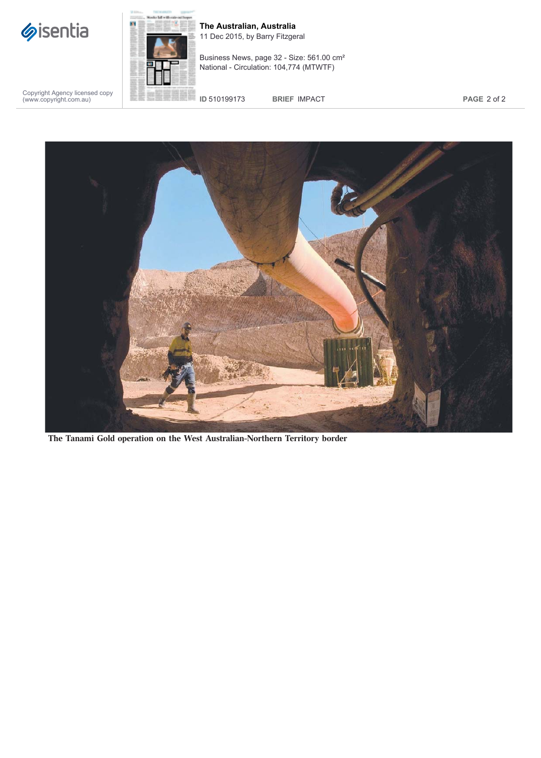The Tanami Gold operation on the West Australian-Northern Territory border